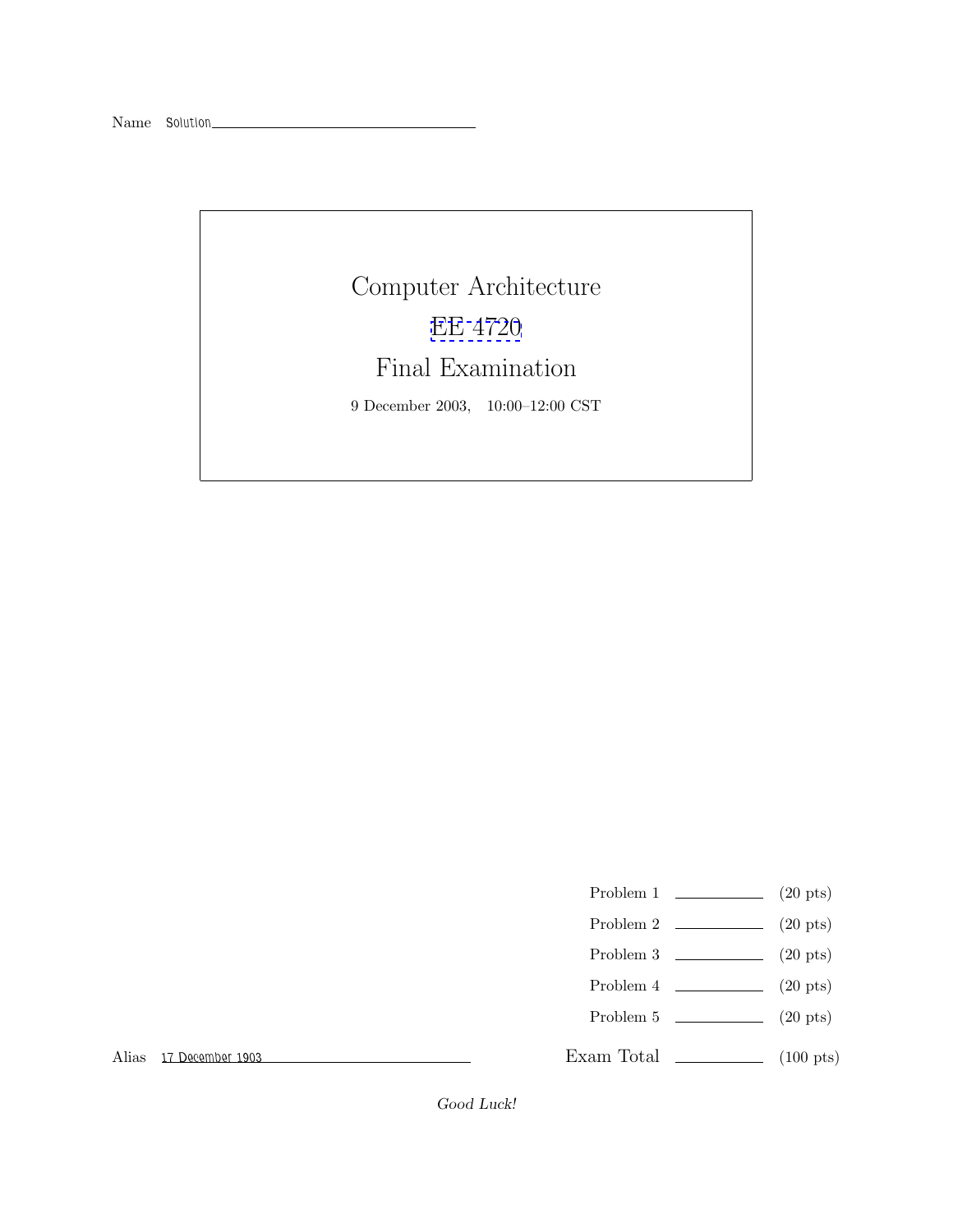Name Solution

# Computer Architecture

# EE 4720

# Final Examination

9 December 2003, 10:00–12:00 CST

| | | |
|---|---|---|
| Problem 1 | | (20 pts) |
| Problem 2 | | (20 pts) |
| Problem 3 | | (20 pts) |
| Problem 4 | | (20 pts) |
| Problem 5 | | (20 pts) |
| Exam Total | | (100 pts) |

Alias 17 December 1903

*Good Luck!*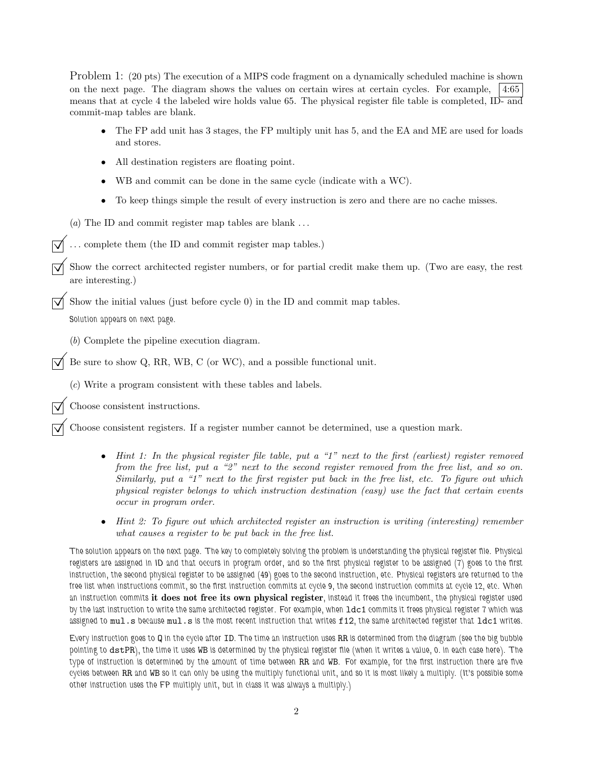Problem 1: (20 pts) The execution of a MIPS code fragment on a dynamically scheduled machine is shown on the next page. The diagram shows the values on certain wires at certain cycles. For example, 4:65 means that at cycle 4 the labeled wire holds value 65. The physical register file table is completed, ID- and commit-map tables are blank.

- The FP add unit has 3 stages, the FP multiply unit has 5, and the EA and ME are used for loads and stores.
- All destination registers are floating point.
- WB and commit can be done in the same cycle (indicate with a WC).
- To keep things simple the result of every instruction is zero and there are no cache misses.

(*a*) The ID and commit register map tables are blank . . .

☑ . . . complete them (the ID and commit register map tables.)

☑ Show the correct architected register numbers, or for partial credit make them up. (Two are easy, the rest are interesting.)

☑ Show the initial values (just before cycle 0) in the ID and commit map tables.

Solution appears on next page.

(*b*) Complete the pipeline execution diagram.

☑ Be sure to show Q, RR, WB, C (or WC), and a possible functional unit.

(*c*) Write a program consistent with these tables and labels.

☑ Choose consistent instructions.

☑ Choose consistent registers. If a register number cannot be determined, use a question mark.

- *Hint 1: In the physical register file table, put a "1" next to the first (earliest) register removed from the free list, put a "2" next to the second register removed from the free list, and so on. Similarly, put a "1" next to the first register put back in the free list, etc. To figure out which physical register belongs to which instruction destination (easy) use the fact that certain events occur in program order.*
- *Hint 2: To figure out which architected register an instruction is writing (interesting) remember what causes a register to be put back in the free list.*

The solution appears on the next page. The key to completely solving the problem is understanding the physical register file. Physical registers are assigned in ID and that occurs in program order, and so the first physical register to be assigned (7) goes to the first instruction, the second physical register to be assigned (49) goes to the second instruction, etc. Physical registers are returned to the free list when instructions commit, so the first instruction commits at cycle 9, the second instruction commits at cycle 12, etc. When an instruction commits **it does not free its own physical register**, instead it frees the incumbent, the physical register used by the last instruction to write the same architected register. For example, when `ldc1` commits it frees physical register 7 which was assigned to `mul.s` because `mul.s` is the most recent instruction that writes `f12`, the same architected register that `ldc1` writes.

Every instruction goes to Q in the cycle after ID. The time an instruction uses RR is determined from the diagram (see the big bubble pointing to dstPR), the time it uses WB is determined by the physical register file (when it writes a value, 0. in each case here). The type of instruction is determined by the amount of time between RR and WB. For example, for the first instruction there are five cycles between RR and WB so it can only be using the multiply functional unit, and so it is most likely a multiply. (It's possible some other instruction uses the FP multiply unit, but in class it was always a multiply.)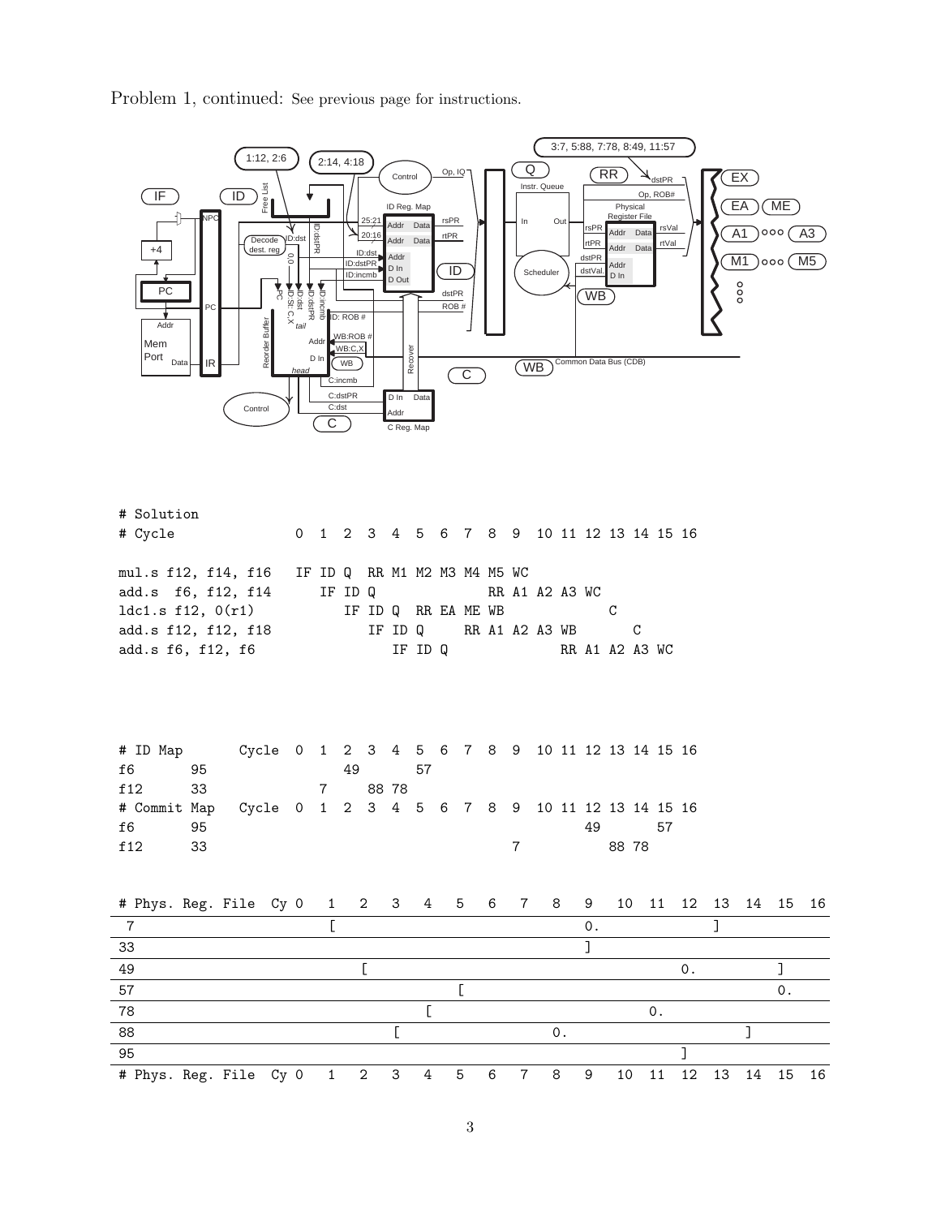Problem 1, continued: See previous page for instructions.

```
# Solution
# Cycle               0  1  2  3  4  5  6  7  8  9  10 11 12 13 14 15 16

mul.s f12, f14, f16   IF ID Q  RR M1 M2 M3 M4 M5 WC
add.s  f6, f12, f14      IF ID Q              RR A1 A2 A3 WC
ldc1.s f12, 0(r1)           IF ID Q  RR EA ME WB             C
add.s f12, f12, f18            IF ID Q     RR A1 A2 A3 WB       C
add.s f6, f12, f6                 IF ID Q              RR A1 A2 A3 WC
```

```
# ID Map       Cycle  0  1  2  3  4  5  6  7  8  9  10 11 12 13 14 15 16
f6       95                 49       57
f12      33              7     88 78
# Commit Map   Cycle  0  1  2  3  4  5  6  7  8  9  10 11 12 13 14 15 16
f6       95                                               49       57
f12      33                                      7           88 78
```

| # Phys. Reg. File Cy | 0 | 1 | 2 | 3 | 4 | 5 | 6 | 7 | 8 | 9 | 10 | 11 | 12 | 13 | 14 | 15 | 16 |
|---|---|---|---|---|---|---|---|---|---|---|---|---|---|---|---|---|---|
| 7 | | [ | | | | | | | | 0. | | | | ] | | | |
| 33 | | | | | | | | | | ] | | | | | | | |
| 49 | | | [ | | | | | | | | | | 0. | | | ] | |
| 57 | | | | | | [ | | | | | | | | | | 0. | |
| 78 | | | | | [ | | | | | | | 0. | | | | | |
| 88 | | | | [ | | | | | 0. | | | | | | ] | | |
| 95 | | | | | | | | | | | | | ] | | | | |
| # Phys. Reg. File Cy | 0 | 1 | 2 | 3 | 4 | 5 | 6 | 7 | 8 | 9 | 10 | 11 | 12 | 13 | 14 | 15 | 16 |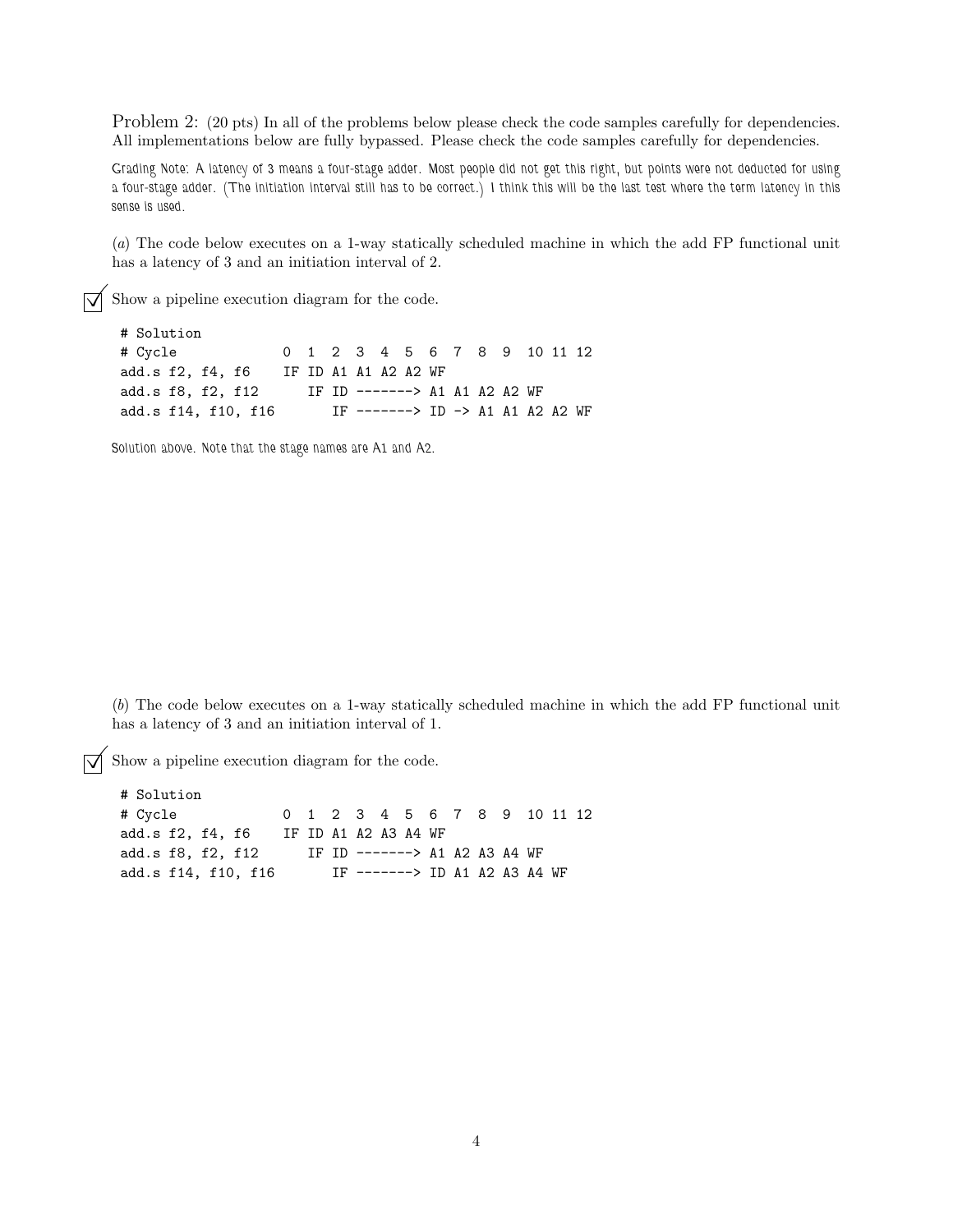Problem 2: (20 pts) In all of the problems below please check the code samples carefully for dependencies. All implementations below are fully bypassed. Please check the code samples carefully for dependencies.

Grading Note: A latency of 3 means a four-stage adder. Most people did not get this right, but points were not deducted for using a four-stage adder. (The initiation interval still has to be correct.) I think this will be the last test where the term latency in this sense is used.

(*a*) The code below executes on a 1-way statically scheduled machine in which the add FP functional unit has a latency of 3 and an initiation interval of 2.

☑ Show a pipeline execution diagram for the code.

```
# Solution
# Cycle             0  1  2  3  4  5  6  7  8  9  10 11 12
add.s f2, f4, f6    IF ID A1 A1 A2 A2 WF
add.s f8, f2, f12      IF ID -------> A1 A1 A2 A2 WF
add.s f14, f10, f16       IF -------> ID -> A1 A1 A2 A2 WF
```

Solution above. Note that the stage names are A1 and A2.

(*b*) The code below executes on a 1-way statically scheduled machine in which the add FP functional unit has a latency of 3 and an initiation interval of 1.

☑ Show a pipeline execution diagram for the code.

```
# Solution
# Cycle             0  1  2  3  4  5  6  7  8  9  10 11 12
add.s f2, f4, f6    IF ID A1 A2 A3 A4 WF
add.s f8, f2, f12      IF ID -------> A1 A2 A3 A4 WF
add.s f14, f10, f16       IF -------> ID A1 A2 A3 A4 WF
```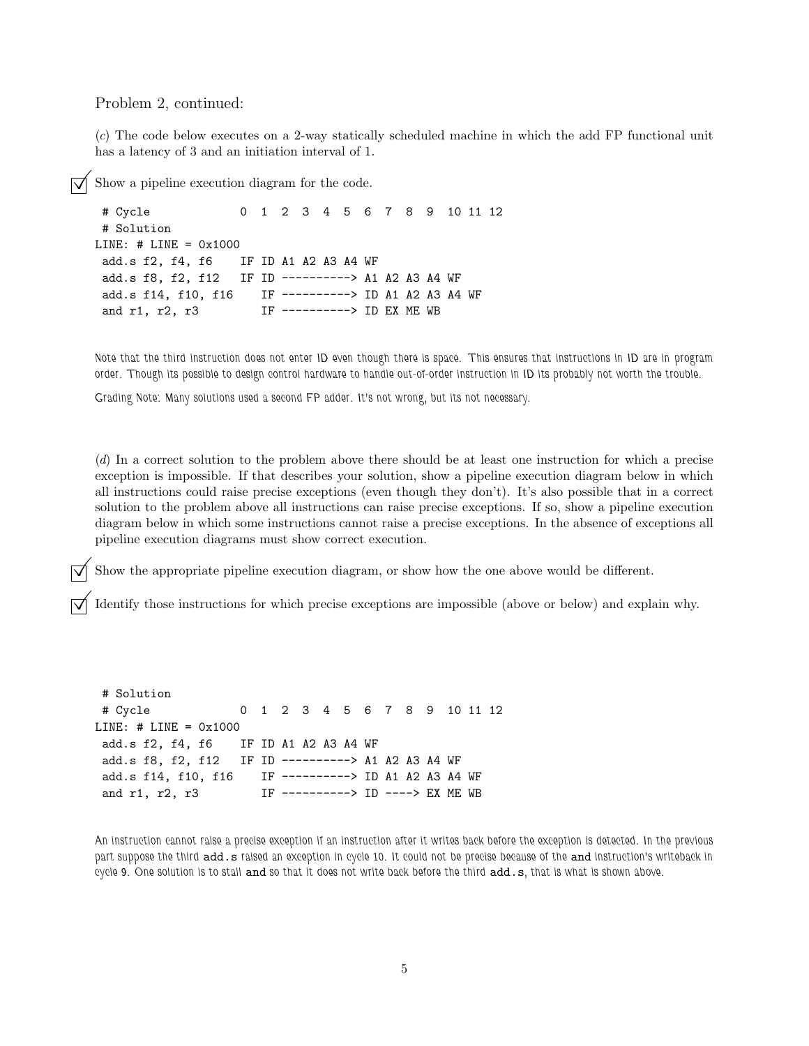Problem 2, continued:

(*c*) The code below executes on a 2-way statically scheduled machine in which the add FP functional unit has a latency of 3 and an initiation interval of 1.

☑ Show a pipeline execution diagram for the code.

```
 # Cycle             0  1  2  3  4  5  6  7  8  9  10 11 12
 # Solution
LINE: # LINE = 0x1000
 add.s f2, f4, f6    IF ID A1 A2 A3 A4 WF
 add.s f8, f2, f12   IF ID ----------> A1 A2 A3 A4 WF
 add.s f14, f10, f16    IF ----------> ID A1 A2 A3 A4 WF
 and r1, r2, r3         IF ----------> ID EX ME WB
```

*Note that the third instruction does not enter ID even though there is space. This ensures that instructions in ID are in program order. Though its possible to design control hardware to handle out-of-order instruction in ID its probably not worth the trouble.*

*Grading Note: Many solutions used a second FP adder. It's not wrong, but its not necessary.*

(*d*) In a correct solution to the problem above there should be at least one instruction for which a precise exception is impossible. If that describes your solution, show a pipeline execution diagram below in which all instructions could raise precise exceptions (even though they don't). It's also possible that in a correct solution to the problem above all instructions can raise precise exceptions. If so, show a pipeline execution diagram below in which some instructions cannot raise a precise exceptions. In the absence of exceptions all pipeline execution diagrams must show correct execution.

☑ Show the appropriate pipeline execution diagram, or show how the one above would be different.

☑ Identify those instructions for which precise exceptions are impossible (above or below) and explain why.

```
 # Solution
 # Cycle             0  1  2  3  4  5  6  7  8  9  10 11 12
LINE: # LINE = 0x1000
 add.s f2, f4, f6    IF ID A1 A2 A3 A4 WF
 add.s f8, f2, f12   IF ID ----------> A1 A2 A3 A4 WF
 add.s f14, f10, f16    IF ----------> ID A1 A2 A3 A4 WF
 and r1, r2, r3         IF ----------> ID ----> EX ME WB
```

*An instruction cannot raise a precise exception if an instruction after it writes back before the exception is detected. In the previous part suppose the third* `add.s` *raised an exception in cycle 10. It could not be precise because of the* `and` *instruction's writeback in cycle 9. One solution is to stall* `and` *so that it does not write back before the third* `add.s`*, that is what is shown above.*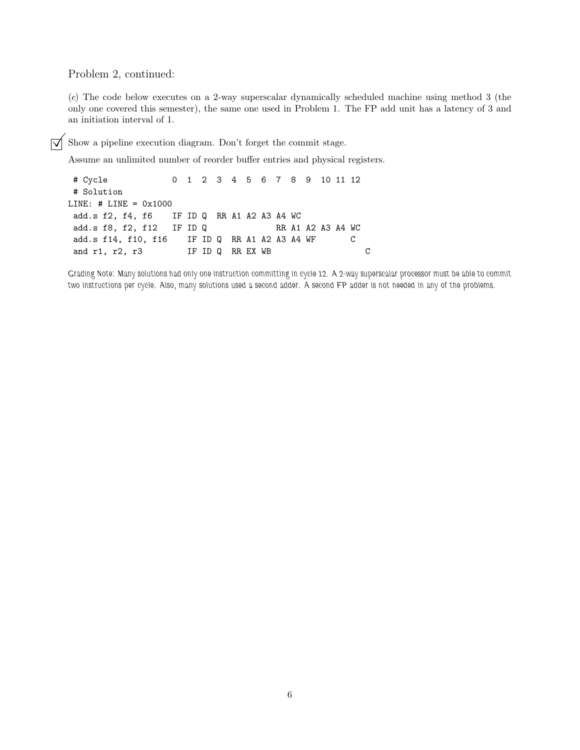Problem 2, continued:

(*e*) The code below executes on a 2-way superscalar dynamically scheduled machine using method 3 (the only one covered this semester), the same one used in Problem 1. The FP add unit has a latency of 3 and an initiation interval of 1.

☑ Show a pipeline execution diagram. Don't forget the commit stage.

Assume an unlimited number of reorder buffer entries and physical registers.

```
 # Cycle             0  1  2  3  4  5  6  7  8  9  10 11 12
 # Solution
LINE: # LINE = 0x1000
 add.s f2, f4, f6    IF ID Q  RR A1 A2 A3 A4 WC
 add.s f8, f2, f12   IF ID Q              RR A1 A2 A3 A4 WC
 add.s f14, f10, f16    IF ID Q  RR A1 A2 A3 A4 WF       C
 and r1, r2, r3         IF ID Q  RR EX WB                   C
```

Grading Note: Many solutions had only one instruction committing in cycle 12. A 2-way superscalar processor must be able to commit two instructions per cycle. Also, many solutions used a second adder. A second FP adder is not needed in any of the problems.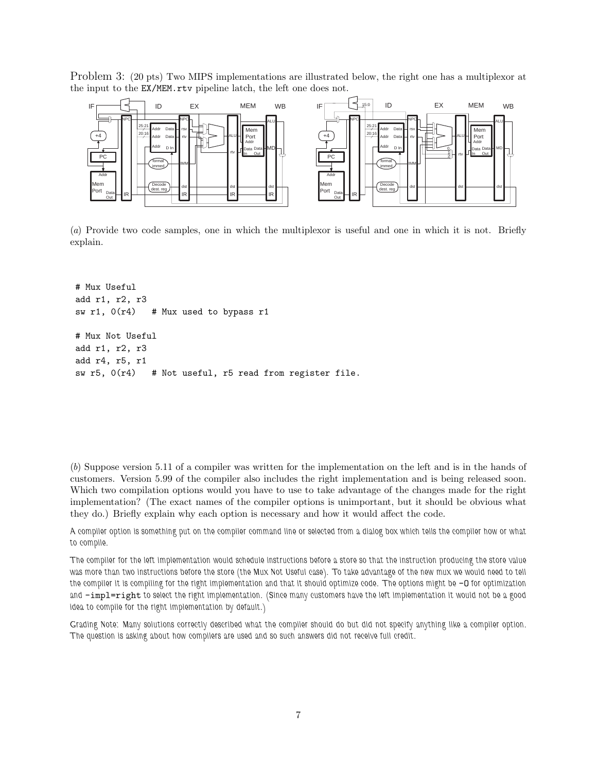Problem 3: (20 pts) Two MIPS implementations are illustrated below, the right one has a multiplexor at the input to the `EX/MEM.rtv` pipeline latch, the left one does not.

(*a*) Provide two code samples, one in which the multiplexor is useful and one in which it is not. Briefly explain.

```
# Mux Useful
add r1, r2, r3
sw r1, 0(r4)   # Mux used to bypass r1

# Mux Not Useful
add r1, r2, r3
add r4, r5, r1
sw r5, 0(r4)   # Not useful, r5 read from register file.
```

(*b*) Suppose version 5.11 of a compiler was written for the implementation on the left and is in the hands of customers. Version 5.99 of the compiler also includes the right implementation and is being released soon. Which two compilation options would you have to use to take advantage of the changes made for the right implementation? (The exact names of the compiler options is unimportant, but it should be obvious what they do.) Briefly explain why each option is necessary and how it would affect the code.

A compiler option is something put on the compiler command line or selected from a dialog box which tells the compiler how or what to compile.

The compiler for the left implementation would schedule instructions before a store so that the instruction producing the store value was more than two instructions before the store (the Mux Not Useful case). To take advantage of the new mux we would need to tell the compiler it is compiling for the right implementation and that it should optimize code. The options might be `-O` for optimization and `-impl=right` to select the right implementation. (Since many customers have the left implementation it would not be a good idea to compile for the right implementation by default.)

Grading Note: Many solutions correctly described what the compiler should do but did not specify anything like a compiler option. The question is asking about how compilers are used and so such answers did not receive full credit.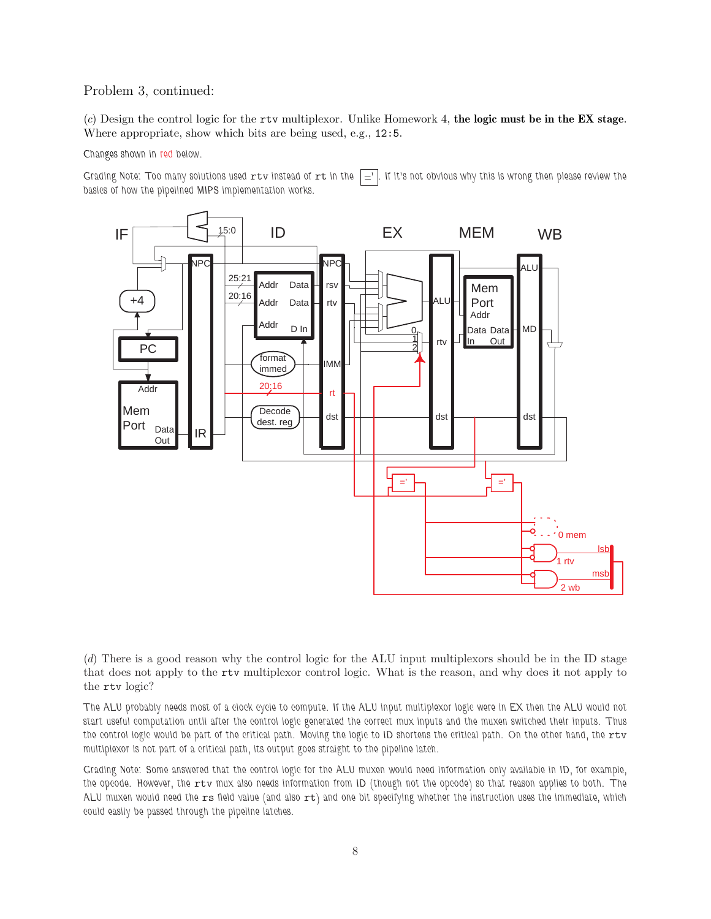Problem 3, continued:

(c) Design the control logic for the `rtv` multiplexor. Unlike Homework 4, **the logic must be in the EX stage**. Where appropriate, show which bits are being used, e.g., `12:5`.

Changes shown in red below.

Grading Note: Too many solutions used `rtv` instead of `rt` in the =' . If it's not obvious why this is wrong then please review the basics of how the pipelined MIPS implementation works.

(d) There is a good reason why the control logic for the ALU input multiplexors should be in the ID stage that does not apply to the `rtv` multiplexor control logic. What is the reason, and why does it not apply to the `rtv` logic?

The ALU probably needs most of a clock cycle to compute. If the ALU input multiplexor logic were in EX then the ALU would not start useful computation until after the control logic generated the correct mux inputs and the muxen switched their inputs. Thus the control logic would be part of the critical path. Moving the logic to ID shortens the critical path. On the other hand, the `rtv` multiplexor is not part of a critical path, its output goes straight to the pipeline latch.

Grading Note: Some answered that the control logic for the ALU muxen would need information only available in ID, for example, the opcode. However, the `rtv` mux also needs information from ID (though not the opcode) so that reason applies to both. The ALU muxen would need the `rs` field value (and also `rt`) and one bit specifying whether the instruction uses the immediate, which could easily be passed through the pipeline latches.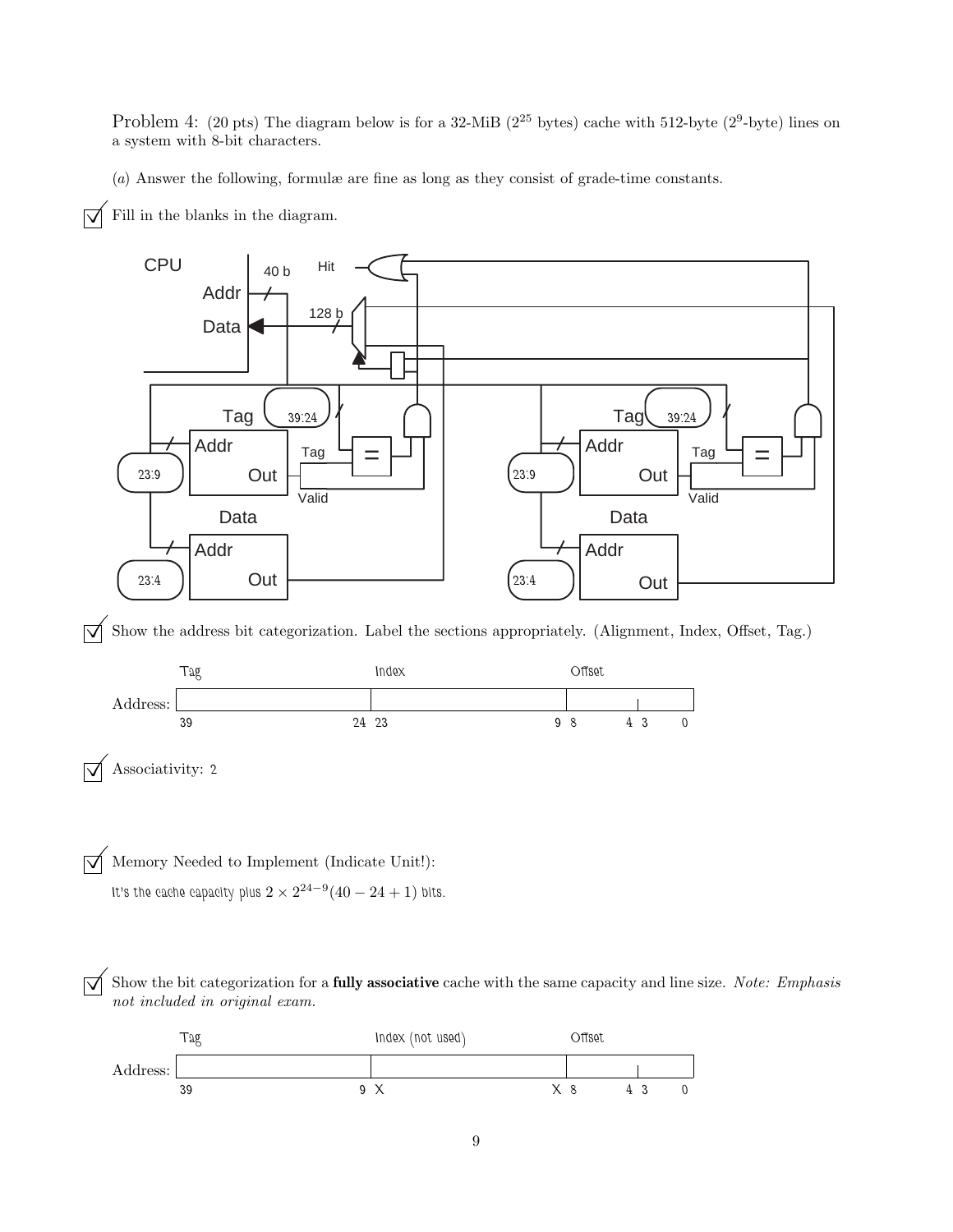Problem 4: (20 pts) The diagram below is for a 32-MiB ($2^{25}$ bytes) cache with 512-byte ($2^9$-byte) lines on a system with 8-bit characters.

(*a*) Answer the following, formulæ are fine as long as they consist of grade-time constants.

☑ Fill in the blanks in the diagram.

CPU — Addr (40 b), Data (128 b), Hit

Tag: 39:24 &nbsp;&nbsp; Addr: 23:9 &nbsp;&nbsp; Data Addr: 23:4 &nbsp;&nbsp; (Tag, Valid, Out, =)

Tag: 39:24 &nbsp;&nbsp; Addr: 23:9 &nbsp;&nbsp; Data Addr: 23:4 &nbsp;&nbsp; (Tag, Valid, Out, =)

☑ Show the address bit categorization. Label the sections appropriately. (Alignment, Index, Offset, Tag.)

| | Tag | Index | Offset |
|---|---|---|---|
| Address: | 39 … 24 | 23 … 9 | 8 … 4, 3 … 0 |

☑ Associativity: 2

☑ Memory Needed to Implement (Indicate Unit!):

It's the cache capacity plus $2 \times 2^{24-9}(40 - 24 + 1)$ bits.

☑ Show the bit categorization for a **fully associative** cache with the same capacity and line size. *Note: Emphasis not included in original exam.*

| | Tag | Index (not used) | Offset |
|---|---|---|---|
| Address: | 39 … 9 | X … X | 8 … 4, 3 … 0 |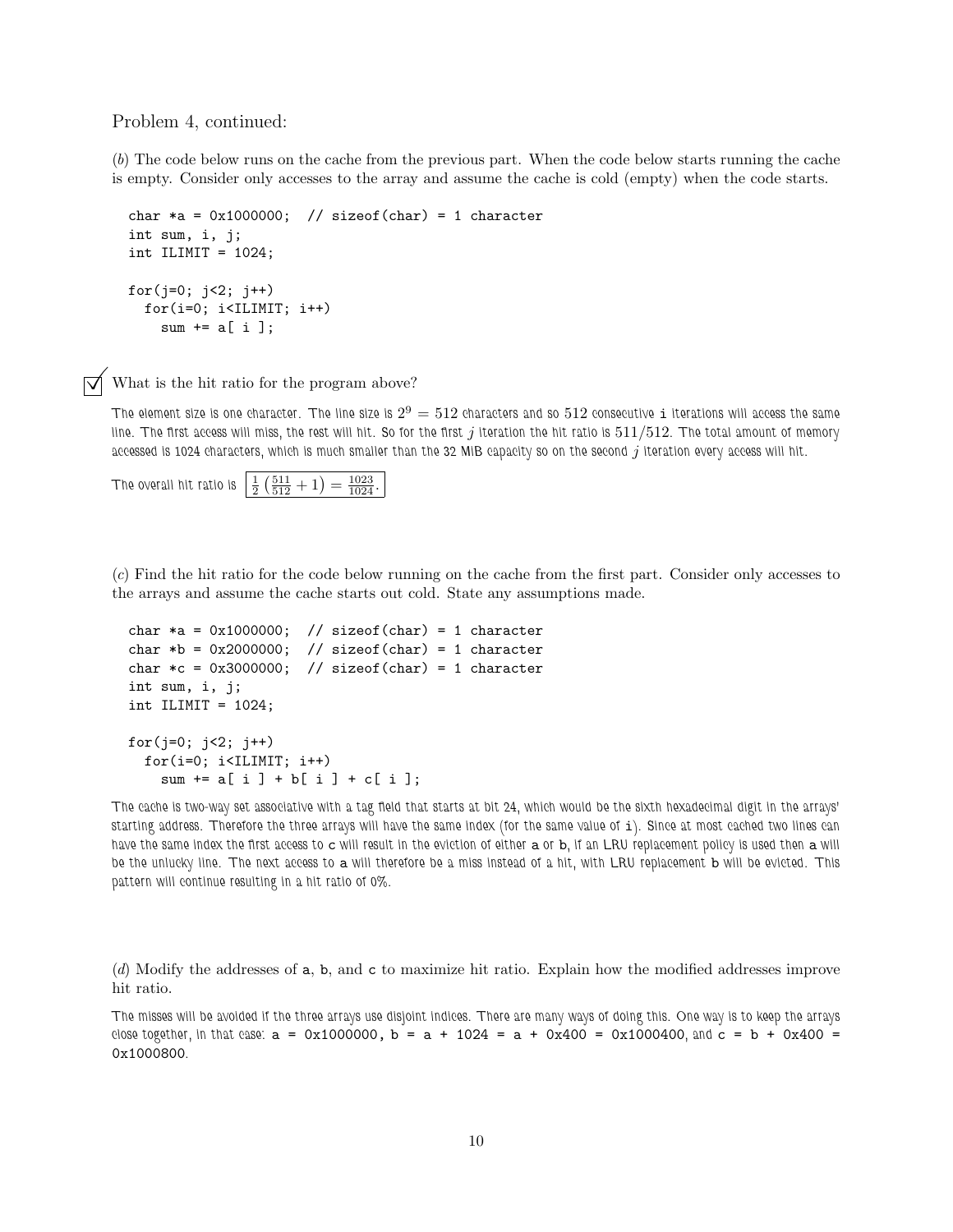Problem 4, continued:

(*b*) The code below runs on the cache from the previous part. When the code below starts running the cache is empty. Consider only accesses to the array and assume the cache is cold (empty) when the code starts.

```
char *a = 0x1000000;  // sizeof(char) = 1 character
int sum, i, j;
int ILIMIT = 1024;

for(j=0; j<2; j++)
  for(i=0; i<ILIMIT; i++)
    sum += a[ i ];
```

☑ What is the hit ratio for the program above?

The element size is one character. The line size is $2^9 = 512$ characters and so 512 consecutive `i` iterations will access the same line. The first access will miss, the rest will hit. So for the first $j$ iteration the hit ratio is $511/512$. The total amount of memory accessed is 1024 characters, which is much smaller than the 32 MiB capacity so on the second $j$ iteration every access will hit.

The overall hit ratio is $\frac{1}{2}\left(\frac{511}{512}+1\right) = \frac{1023}{1024}$.

(*c*) Find the hit ratio for the code below running on the cache from the first part. Consider only accesses to the arrays and assume the cache starts out cold. State any assumptions made.

```
char *a = 0x1000000;  // sizeof(char) = 1 character
char *b = 0x2000000;  // sizeof(char) = 1 character
char *c = 0x3000000;  // sizeof(char) = 1 character
int sum, i, j;
int ILIMIT = 1024;

for(j=0; j<2; j++)
  for(i=0; i<ILIMIT; i++)
    sum += a[ i ] + b[ i ] + c[ i ];
```

The cache is two-way set associative with a tag field that starts at bit 24, which would be the sixth hexadecimal digit in the arrays' starting address. Therefore the three arrays will have the same index (for the same value of `i`). Since at most cached two lines can have the same index the first access to `c` will result in the eviction of either `a` or `b`, if an LRU replacement policy is used then `a` will be the unlucky line. The next access to `a` will therefore be a miss instead of a hit, with LRU replacement `b` will be evicted. This pattern will continue resulting in a hit ratio of 0%.

(*d*) Modify the addresses of `a`, `b`, and `c` to maximize hit ratio. Explain how the modified addresses improve hit ratio.

The misses will be avoided if the three arrays use disjoint indices. There are many ways of doing this. One way is to keep the arrays close together, in that case: `a = 0x1000000, b = a + 1024 = a + 0x400 = 0x1000400`, and `c = b + 0x400 = 0x1000800`.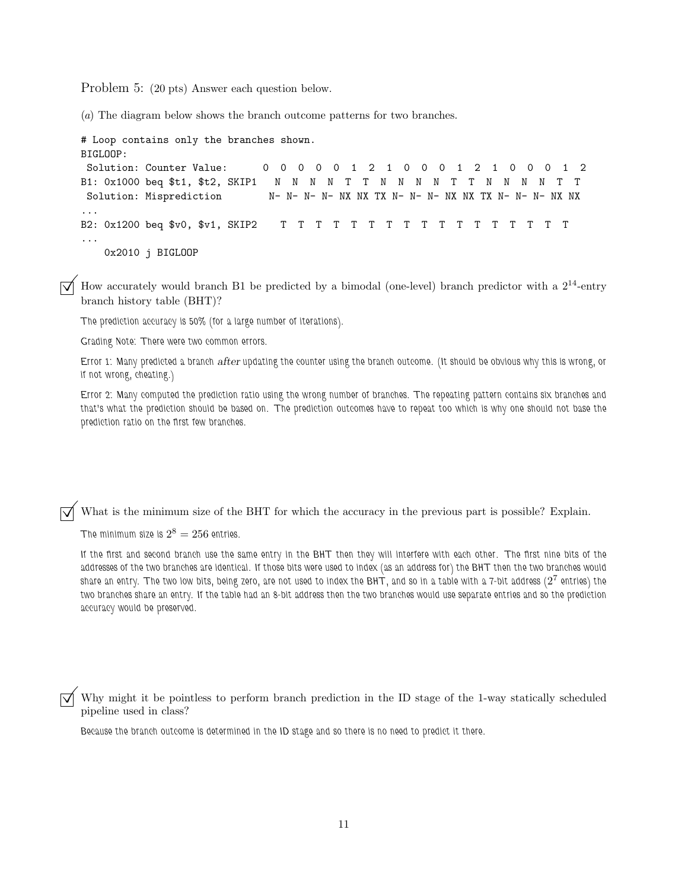Problem 5: (20 pts) Answer each question below.

(*a*) The diagram below shows the branch outcome patterns for two branches.

```
# Loop contains only the branches shown.
BIGLOOP:
 Solution: Counter Value:      0  0  0  0  0  1  2  1  0  0  0  1  2  1  0  0  0  1  2
B1: 0x1000 beq $t1, $t2, SKIP1   N  N  N  N  T  T  N  N  N  N  T  T  N  N  N  N  T  T
 Solution: Misprediction        N- N- N- N- NX NX TX N- N- N- NX NX TX N- N- N- NX NX
...
B2: 0x1200 beq $v0, $v1, SKIP2    T  T  T  T  T  T  T  T  T  T  T  T  T  T  T  T  T  T
...
    0x2010 j BIGLOOP
```

☑ How accurately would branch B1 be predicted by a bimodal (one-level) branch predictor with a $2^{14}$-entry branch history table (BHT)?

The prediction accuracy is 50% (for a large number of iterations).

Grading Note: There were two common errors.

Error 1: Many predicted a branch *after* updating the counter using the branch outcome. (It should be obvious why this is wrong, or if not wrong, cheating.)

Error 2: Many computed the prediction ratio using the wrong number of branches. The repeating pattern contains six branches and that's what the prediction should be based on. The prediction outcomes have to repeat too which is why one should not base the prediction ratio on the first few branches.

☑ What is the minimum size of the BHT for which the accuracy in the previous part is possible? Explain.

The minimum size is $2^8 = 256$ entries.

If the first and second branch use the same entry in the BHT then they will interfere with each other. The first nine bits of the addresses of the two branches are identical. If those bits were used to index (as an address for) the BHT then the two branches would share an entry. The two low bits, being zero, are not used to index the BHT, and so in a table with a 7-bit address ($2^7$ entries) the two branches share an entry. If the table had an 8-bit address then the two branches would use separate entries and so the prediction accuracy would be preserved.

☑ Why might it be pointless to perform branch prediction in the ID stage of the 1-way statically scheduled pipeline used in class?

Because the branch outcome is determined in the ID stage and so there is no need to predict it there.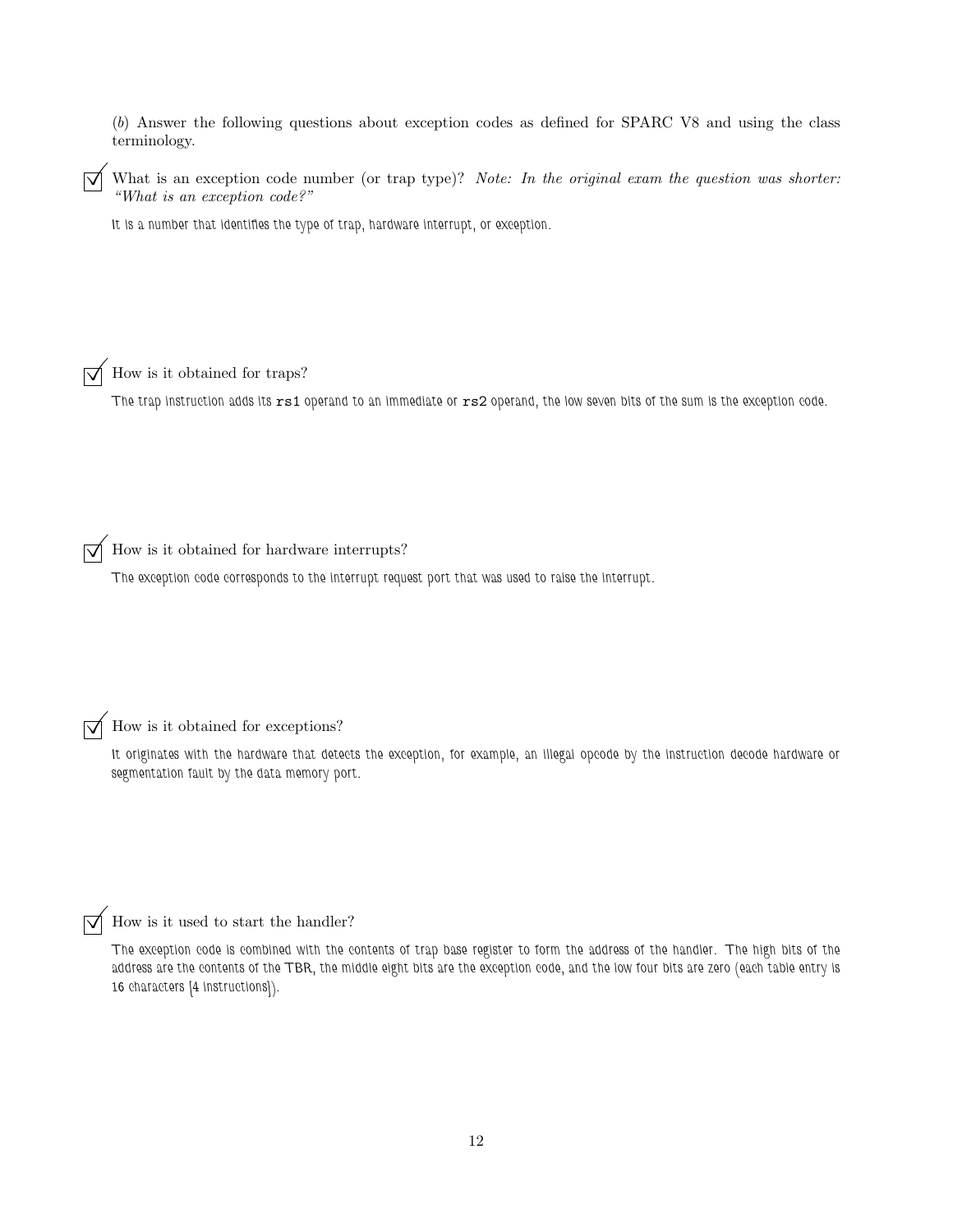(*b*) Answer the following questions about exception codes as defined for SPARC V8 and using the class terminology.

☑ What is an exception code number (or trap type)? *Note: In the original exam the question was shorter: "What is an exception code?"*

It is a number that identifies the type of trap, hardware interrupt, or exception.

☑ How is it obtained for traps?

The trap instruction adds its `rs1` operand to an immediate or `rs2` operand, the low seven bits of the sum is the exception code.

☑ How is it obtained for hardware interrupts?

The exception code corresponds to the interrupt request port that was used to raise the interrupt.

☑ How is it obtained for exceptions?

It originates with the hardware that detects the exception, for example, an illegal opcode by the instruction decode hardware or segmentation fault by the data memory port.

☑ How is it used to start the handler?

The exception code is combined with the contents of trap base register to form the address of the handler. The high bits of the address are the contents of the TBR, the middle eight bits are the exception code, and the low four bits are zero (each table entry is 16 characters [4 instructions]).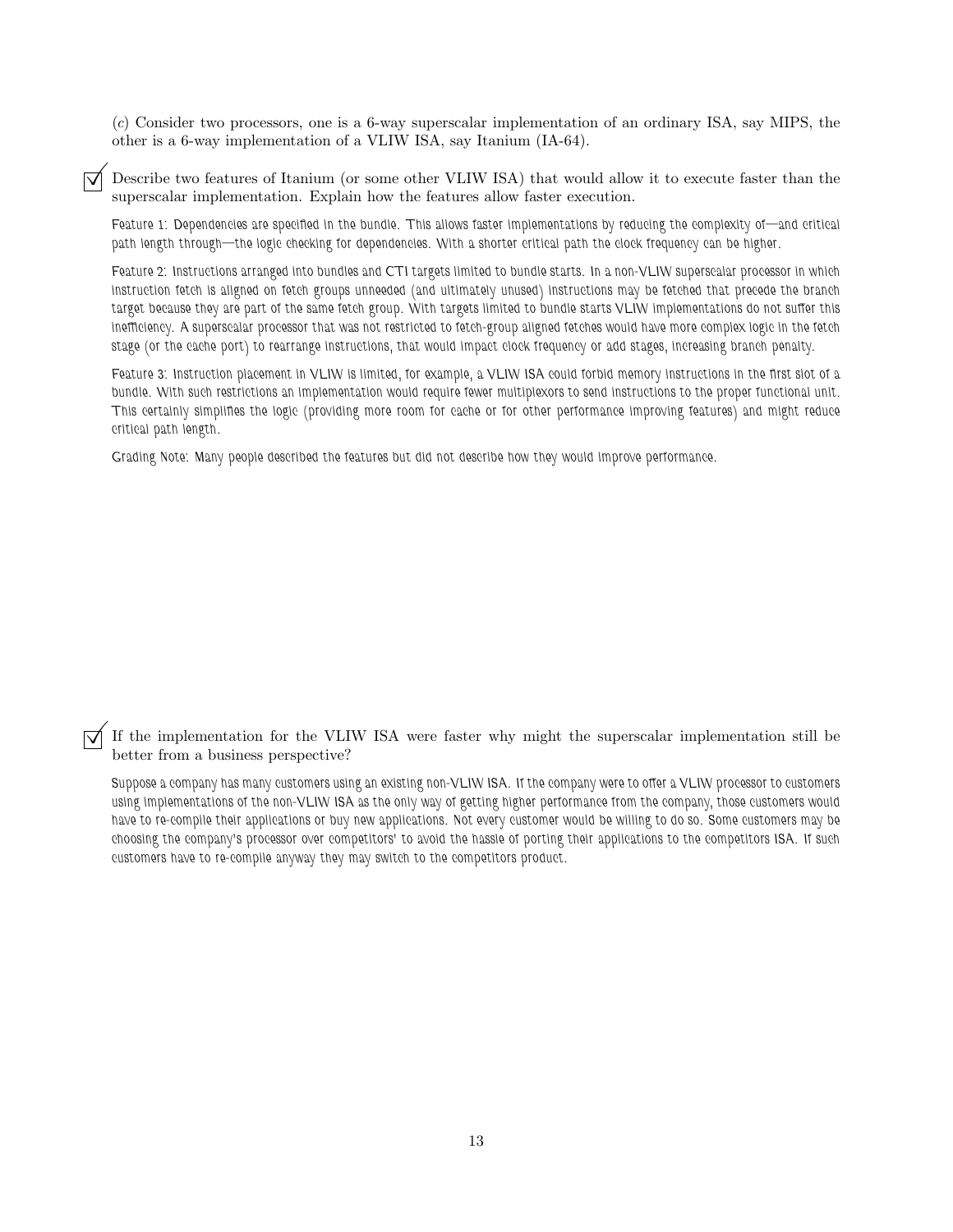(*c*) Consider two processors, one is a 6-way superscalar implementation of an ordinary ISA, say MIPS, the other is a 6-way implementation of a VLIW ISA, say Itanium (IA-64).

☑ Describe two features of Itanium (or some other VLIW ISA) that would allow it to execute faster than the superscalar implementation. Explain how the features allow faster execution.

Feature 1: Dependencies are specified in the bundle. This allows faster implementations by reducing the complexity of—and critical path length through—the logic checking for dependencies. With a shorter critical path the clock frequency can be higher.

Feature 2: Instructions arranged into bundles and CTI targets limited to bundle starts. In a non-VLIW superscalar processor in which instruction fetch is aligned on fetch groups unneeded (and ultimately unused) instructions may be fetched that precede the branch target because they are part of the same fetch group. With targets limited to bundle starts VLIW implementations do not suffer this inefficiency. A superscalar processor that was not restricted to fetch-group aligned fetches would have more complex logic in the fetch stage (or the cache port) to rearrange instructions, that would impact clock frequency or add stages, increasing branch penalty.

Feature 3: Instruction placement in VLIW is limited, for example, a VLIW ISA could forbid memory instructions in the first slot of a bundle. With such restrictions an implementation would require fewer multiplexors to send instructions to the proper functional unit. This certainly simplifies the logic (providing more room for cache or for other performance improving features) and might reduce critical path length.

Grading Note: Many people described the features but did not describe how they would improve performance.

☑ If the implementation for the VLIW ISA were faster why might the superscalar implementation still be better from a business perspective?

Suppose a company has many customers using an existing non-VLIW ISA. If the company were to offer a VLIW processor to customers using implementations of the non-VLIW ISA as the only way of getting higher performance from the company, those customers would have to re-compile their applications or buy new applications. Not every customer would be willing to do so. Some customers may be choosing the company's processor over competitors' to avoid the hassle of porting their applications to the competitors ISA. If such customers have to re-compile anyway they may switch to the competitors product.